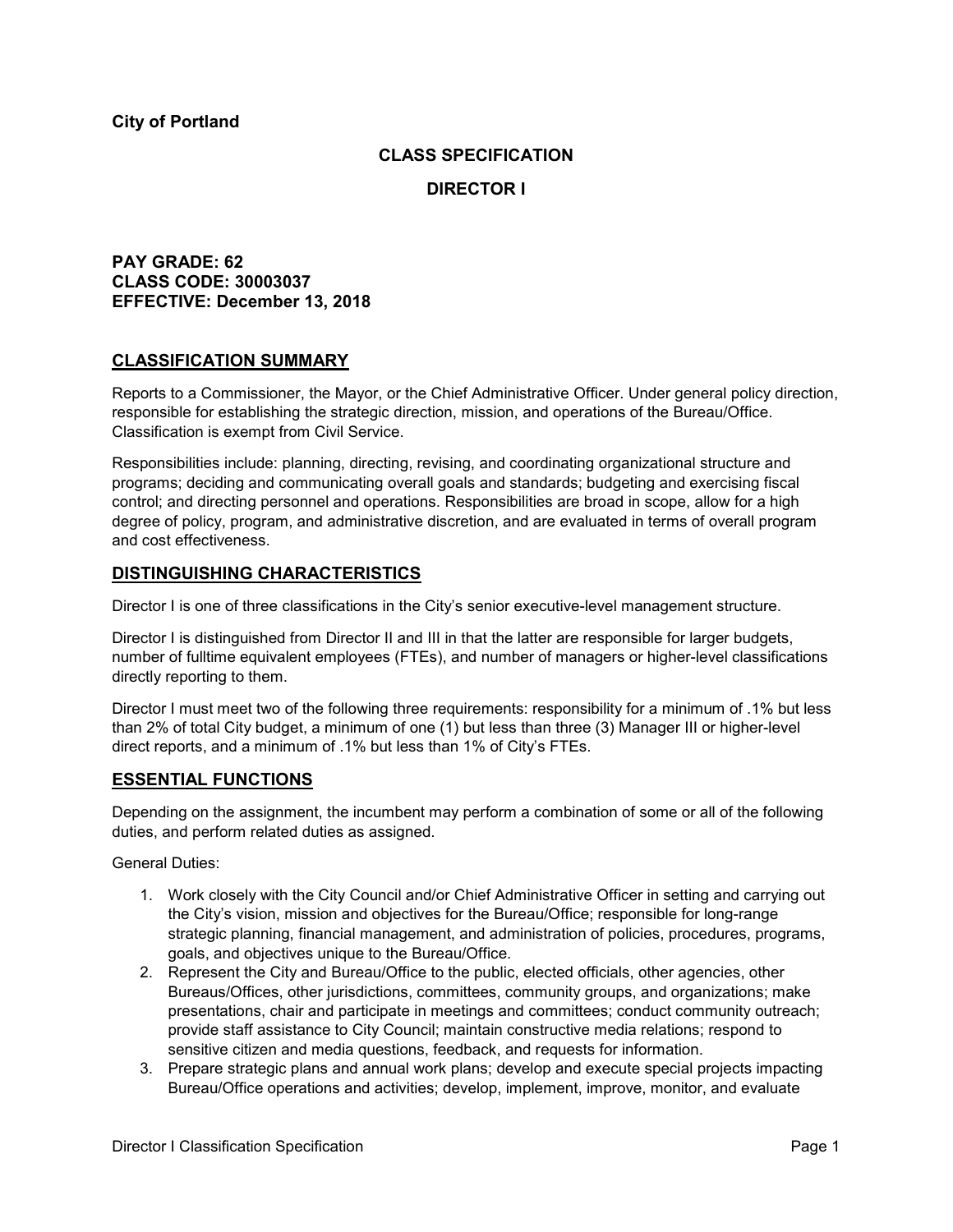**City of Portland**

# CLASS SPECIFICATION

# DIRECTOR I

**PAY GRADE: 62**
**CLASS CODE: 30003037**
**EFFECTIVE: December 13, 2018**

## CLASSIFICATION SUMMARY

Reports to a Commissioner, the Mayor, or the Chief Administrative Officer. Under general policy direction, responsible for establishing the strategic direction, mission, and operations of the Bureau/Office. Classification is exempt from Civil Service.

Responsibilities include: planning, directing, revising, and coordinating organizational structure and programs; deciding and communicating overall goals and standards; budgeting and exercising fiscal control; and directing personnel and operations. Responsibilities are broad in scope, allow for a high degree of policy, program, and administrative discretion, and are evaluated in terms of overall program and cost effectiveness.

## DISTINGUISHING CHARACTERISTICS

Director I is one of three classifications in the City's senior executive-level management structure.

Director I is distinguished from Director II and III in that the latter are responsible for larger budgets, number of fulltime equivalent employees (FTEs), and number of managers or higher-level classifications directly reporting to them.

Director I must meet two of the following three requirements: responsibility for a minimum of .1% but less than 2% of total City budget, a minimum of one (1) but less than three (3) Manager III or higher-level direct reports, and a minimum of .1% but less than 1% of City's FTEs.

## ESSENTIAL FUNCTIONS

Depending on the assignment, the incumbent may perform a combination of some or all of the following duties, and perform related duties as assigned.

General Duties:

1. Work closely with the City Council and/or Chief Administrative Officer in setting and carrying out the City's vision, mission and objectives for the Bureau/Office; responsible for long-range strategic planning, financial management, and administration of policies, procedures, programs, goals, and objectives unique to the Bureau/Office.
2. Represent the City and Bureau/Office to the public, elected officials, other agencies, other Bureaus/Offices, other jurisdictions, committees, community groups, and organizations; make presentations, chair and participate in meetings and committees; conduct community outreach; provide staff assistance to City Council; maintain constructive media relations; respond to sensitive citizen and media questions, feedback, and requests for information.
3. Prepare strategic plans and annual work plans; develop and execute special projects impacting Bureau/Office operations and activities; develop, implement, improve, monitor, and evaluate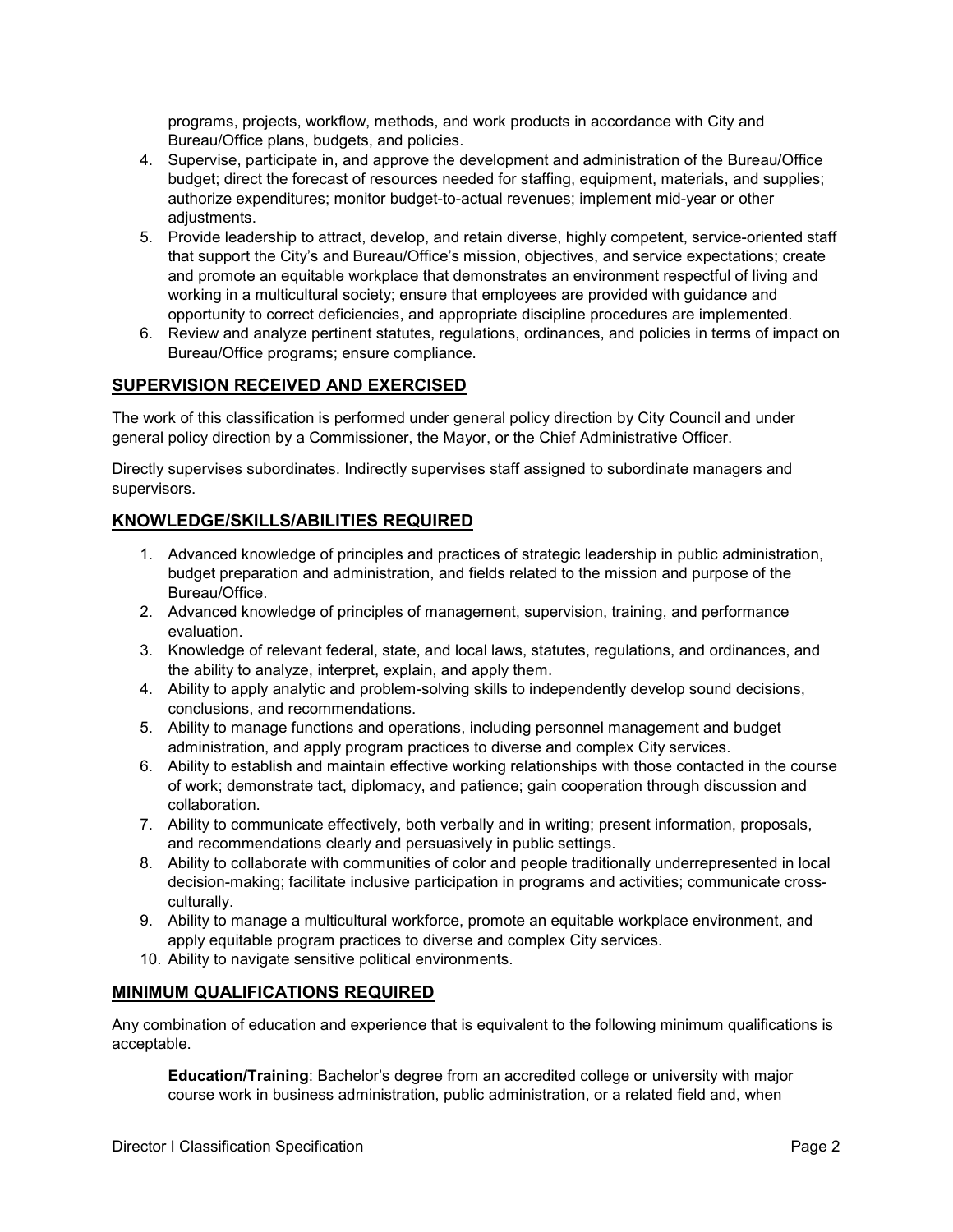programs, projects, workflow, methods, and work products in accordance with City and Bureau/Office plans, budgets, and policies.

4. Supervise, participate in, and approve the development and administration of the Bureau/Office budget; direct the forecast of resources needed for staffing, equipment, materials, and supplies; authorize expenditures; monitor budget-to-actual revenues; implement mid-year or other adjustments.
5. Provide leadership to attract, develop, and retain diverse, highly competent, service-oriented staff that support the City's and Bureau/Office's mission, objectives, and service expectations; create and promote an equitable workplace that demonstrates an environment respectful of living and working in a multicultural society; ensure that employees are provided with guidance and opportunity to correct deficiencies, and appropriate discipline procedures are implemented.
6. Review and analyze pertinent statutes, regulations, ordinances, and policies in terms of impact on Bureau/Office programs; ensure compliance.

## SUPERVISION RECEIVED AND EXERCISED

The work of this classification is performed under general policy direction by City Council and under general policy direction by a Commissioner, the Mayor, or the Chief Administrative Officer.

Directly supervises subordinates. Indirectly supervises staff assigned to subordinate managers and supervisors.

## KNOWLEDGE/SKILLS/ABILITIES REQUIRED

1. Advanced knowledge of principles and practices of strategic leadership in public administration, budget preparation and administration, and fields related to the mission and purpose of the Bureau/Office.
2. Advanced knowledge of principles of management, supervision, training, and performance evaluation.
3. Knowledge of relevant federal, state, and local laws, statutes, regulations, and ordinances, and the ability to analyze, interpret, explain, and apply them.
4. Ability to apply analytic and problem-solving skills to independently develop sound decisions, conclusions, and recommendations.
5. Ability to manage functions and operations, including personnel management and budget administration, and apply program practices to diverse and complex City services.
6. Ability to establish and maintain effective working relationships with those contacted in the course of work; demonstrate tact, diplomacy, and patience; gain cooperation through discussion and collaboration.
7. Ability to communicate effectively, both verbally and in writing; present information, proposals, and recommendations clearly and persuasively in public settings.
8. Ability to collaborate with communities of color and people traditionally underrepresented in local decision-making; facilitate inclusive participation in programs and activities; communicate cross-culturally.
9. Ability to manage a multicultural workforce, promote an equitable workplace environment, and apply equitable program practices to diverse and complex City services.
10. Ability to navigate sensitive political environments.

## MINIMUM QUALIFICATIONS REQUIRED

Any combination of education and experience that is equivalent to the following minimum qualifications is acceptable.

**Education/Training**: Bachelor's degree from an accredited college or university with major course work in business administration, public administration, or a related field and, when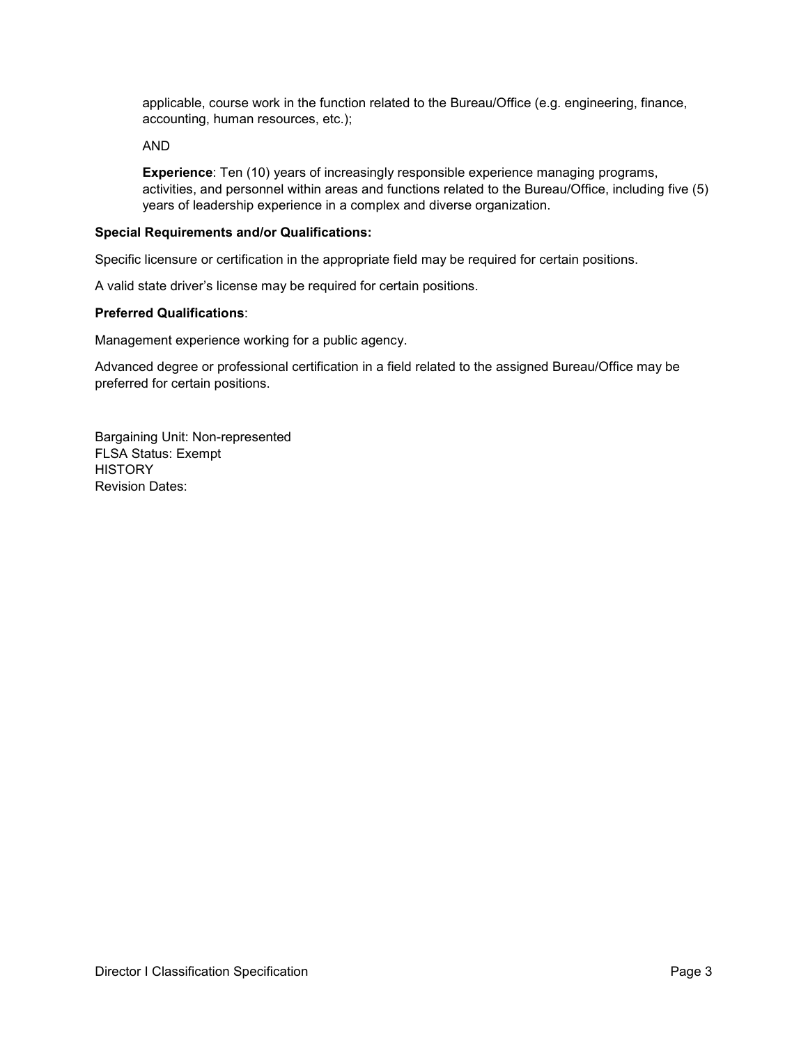applicable, course work in the function related to the Bureau/Office (e.g. engineering, finance, accounting, human resources, etc.);

AND

**Experience**: Ten (10) years of increasingly responsible experience managing programs, activities, and personnel within areas and functions related to the Bureau/Office, including five (5) years of leadership experience in a complex and diverse organization.

**Special Requirements and/or Qualifications:**

Specific licensure or certification in the appropriate field may be required for certain positions.

A valid state driver's license may be required for certain positions.

**Preferred Qualifications**:

Management experience working for a public agency.

Advanced degree or professional certification in a field related to the assigned Bureau/Office may be preferred for certain positions.

Bargaining Unit: Non-represented
FLSA Status: Exempt
HISTORY
Revision Dates: